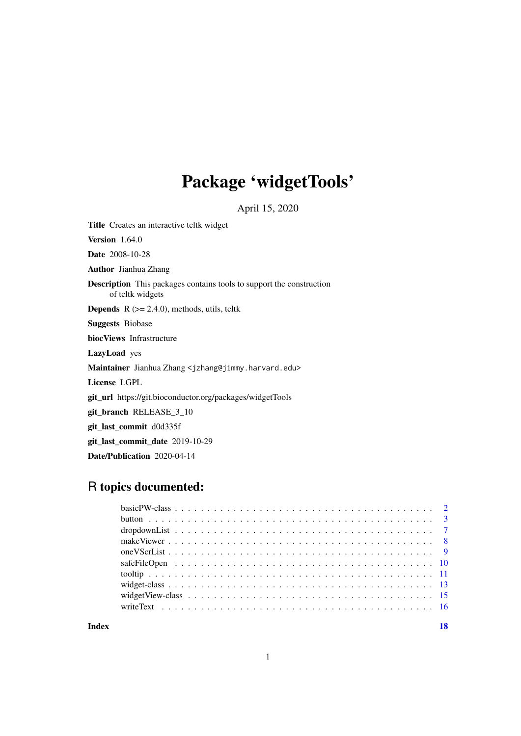# Package 'widgetTools'

April 15, 2020

**Title** Creates an interactive tcltk widget

**Version** 1.64.0

**Date** 2008-10-28

**Author** Jianhua Zhang

**Description** This packages contains tools to support the construction of tcltk widgets

**Depends** R (>= 2.4.0), methods, utils, tcltk

**Suggests** Biobase

**biocViews** Infrastructure

**LazyLoad** yes

**Maintainer** Jianhua Zhang <jzhang@jimmy.harvard.edu>

**License** LGPL

**git_url** https://git.bioconductor.org/packages/widgetTools

**git_branch** RELEASE_3_10

**git_last_commit** d0d335f

**git_last_commit_date** 2019-10-29

**Date/Publication** 2020-04-14

## R topics documented:

- basicPW-class . . . . . . . . . . . . . . . . . . . . . . . . . . . . . . . . . . . . . . . . . . 2
- button . . . . . . . . . . . . . . . . . . . . . . . . . . . . . . . . . . . . . . . . . . 3
- dropdownList . . . . . . . . . . . . . . . . . . . . . . . . . . . . . . . . . . . . . . . . . . 7
- makeViewer . . . . . . . . . . . . . . . . . . . . . . . . . . . . . . . . . . . . . . . . . . 8
- oneVScrList . . . . . . . . . . . . . . . . . . . . . . . . . . . . . . . . . . . . . . . . . . 9
- safeFileOpen . . . . . . . . . . . . . . . . . . . . . . . . . . . . . . . . . . . . . . . . . . 10
- tooltip . . . . . . . . . . . . . . . . . . . . . . . . . . . . . . . . . . . . . . . . . . 11
- widget-class . . . . . . . . . . . . . . . . . . . . . . . . . . . . . . . . . . . . . . . . . . 13
- widgetView-class . . . . . . . . . . . . . . . . . . . . . . . . . . . . . . . . . . . . . . . . . . 15
- writeText . . . . . . . . . . . . . . . . . . . . . . . . . . . . . . . . . . . . . . . . . . 16

**Index** **18**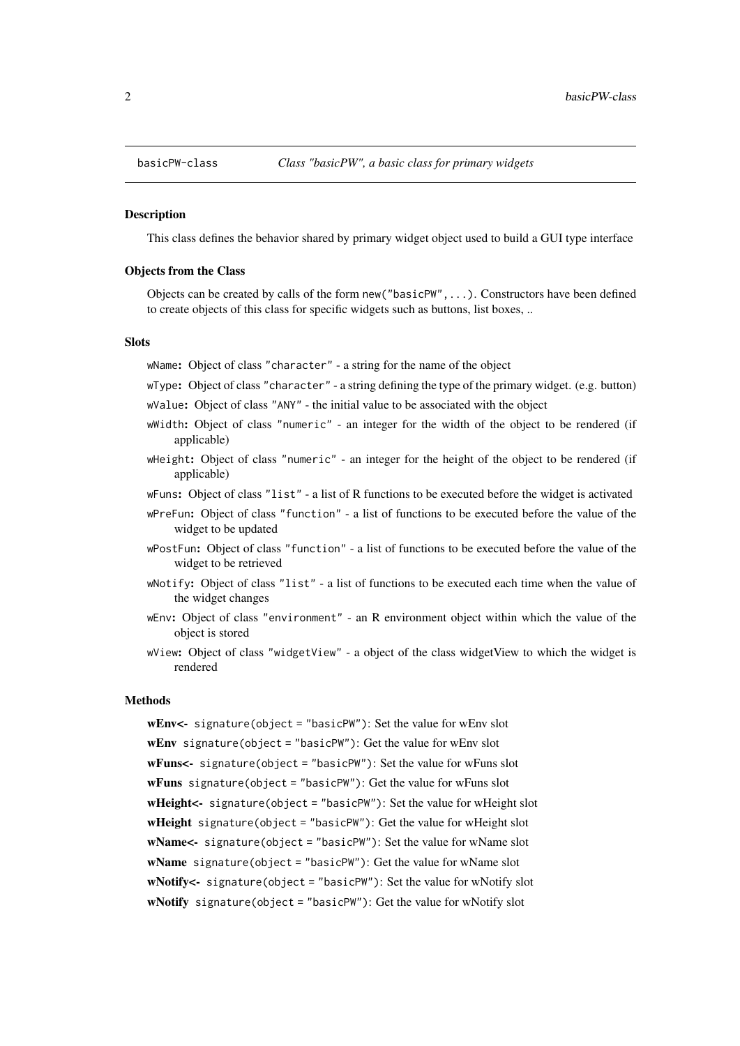basicPW-class *Class "basicPW", a basic class for primary widgets*

### Description

This class defines the behavior shared by primary widget object used to build a GUI type interface

### Objects from the Class

Objects can be created by calls of the form `new("basicPW",...)`. Constructors have been defined to create objects of this class for specific widgets such as buttons, list boxes, ..

### Slots

- `wName`: Object of class `"character"` - a string for the name of the object
- `wType`: Object of class `"character"` - a string defining the type of the primary widget. (e.g. button)
- `wValue`: Object of class `"ANY"` - the initial value to be associated with the object
- `wWidth`: Object of class `"numeric"` - an integer for the width of the object to be rendered (if applicable)
- `wHeight`: Object of class `"numeric"` - an integer for the height of the object to be rendered (if applicable)
- `wFuns`: Object of class `"list"` - a list of R functions to be executed before the widget is activated
- `wPreFun`: Object of class `"function"` - a list of functions to be executed before the value of the widget to be updated
- `wPostFun`: Object of class `"function"` - a list of functions to be executed before the value of the widget to be retrieved
- `wNotify`: Object of class `"list"` - a list of functions to be executed each time when the value of the widget changes
- `wEnv`: Object of class `"environment"` - an R environment object within which the value of the object is stored
- `wView`: Object of class `"widgetView"` - a object of the class widgetView to which the widget is rendered

### Methods

**wEnv<-** `signature(object = "basicPW")`: Set the value for wEnv slot

**wEnv** `signature(object = "basicPW")`: Get the value for wEnv slot

**wFuns<-** `signature(object = "basicPW")`: Set the value for wFuns slot

**wFuns** `signature(object = "basicPW")`: Get the value for wFuns slot

**wHeight<-** `signature(object = "basicPW")`: Set the value for wHeight slot

**wHeight** `signature(object = "basicPW")`: Get the value for wHeight slot

**wName<-** `signature(object = "basicPW")`: Set the value for wName slot

**wName** `signature(object = "basicPW")`: Get the value for wName slot

**wNotify<-** `signature(object = "basicPW")`: Set the value for wNotify slot

**wNotify** `signature(object = "basicPW")`: Get the value for wNotify slot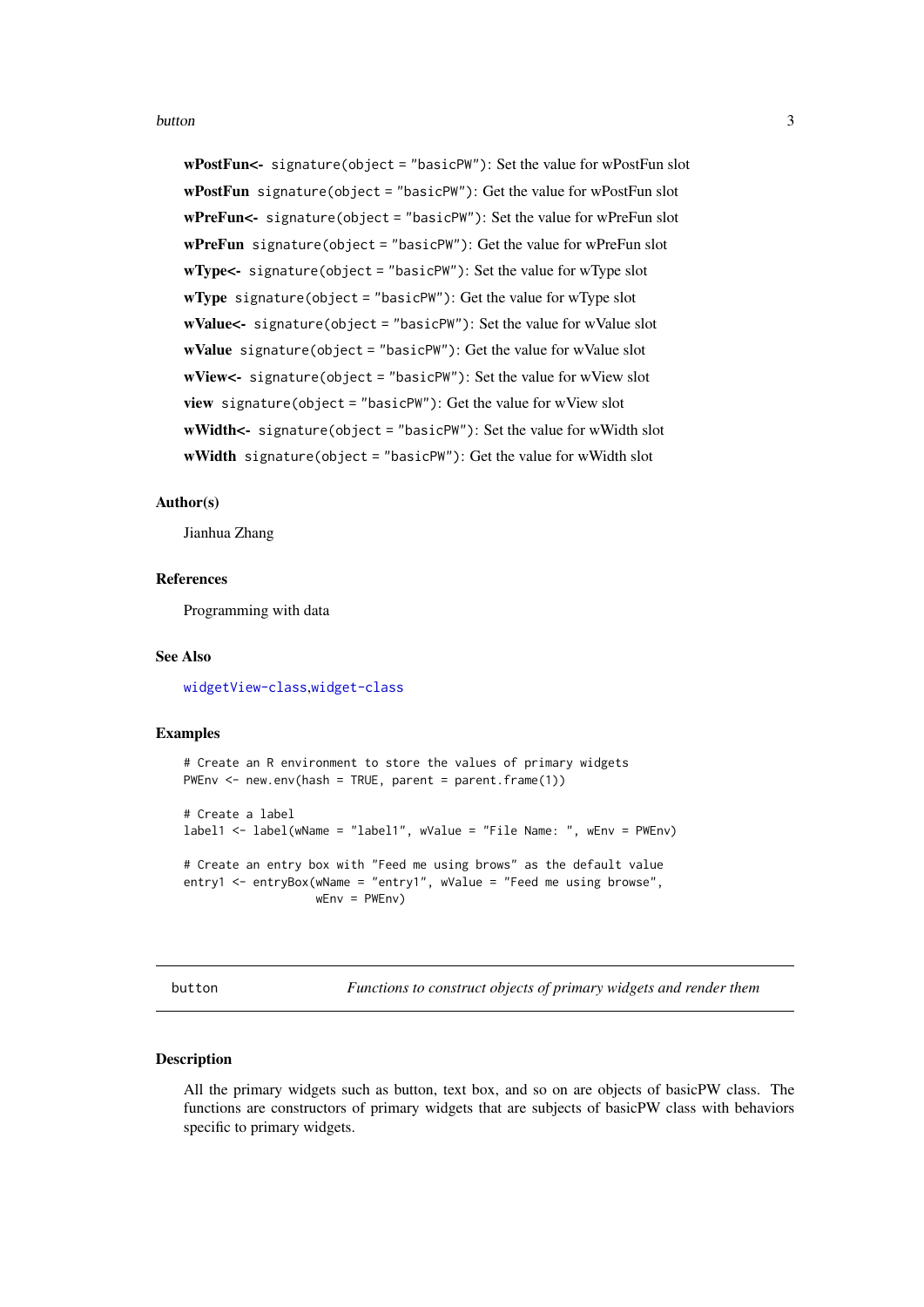**wPostFun<-** `signature(object = "basicPW")`: Set the value for wPostFun slot

**wPostFun** `signature(object = "basicPW")`: Get the value for wPostFun slot

**wPreFun<-** `signature(object = "basicPW")`: Set the value for wPreFun slot

**wPreFun** `signature(object = "basicPW")`: Get the value for wPreFun slot

**wType<-** `signature(object = "basicPW")`: Set the value for wType slot

**wType** `signature(object = "basicPW")`: Get the value for wType slot

**wValue<-** `signature(object = "basicPW")`: Set the value for wValue slot

**wValue** `signature(object = "basicPW")`: Get the value for wValue slot

**wView<-** `signature(object = "basicPW")`: Set the value for wView slot

**view** `signature(object = "basicPW")`: Get the value for wView slot

**wWidth<-** `signature(object = "basicPW")`: Set the value for wWidth slot

**wWidth** `signature(object = "basicPW")`: Get the value for wWidth slot

### Author(s)

Jianhua Zhang

### References

Programming with data

### See Also

`widgetView-class`,`widget-class`

### Examples

```
# Create an R environment to store the values of primary widgets
PWEnv <- new.env(hash = TRUE, parent = parent.frame(1))

# Create a label
label1 <- label(wName = "label1", wValue = "File Name: ", wEnv = PWEnv)

# Create an entry box with "Feed me using brows" as the default value
entry1 <- entryBox(wName = "entry1", wValue = "Feed me using browse",
                   wEnv = PWEnv)
```

---

`button` *Functions to construct objects of primary widgets and render them*

---

### Description

All the primary widgets such as button, text box, and so on are objects of basicPW class. The functions are constructors of primary widgets that are subjects of basicPW class with behaviors specific to primary widgets.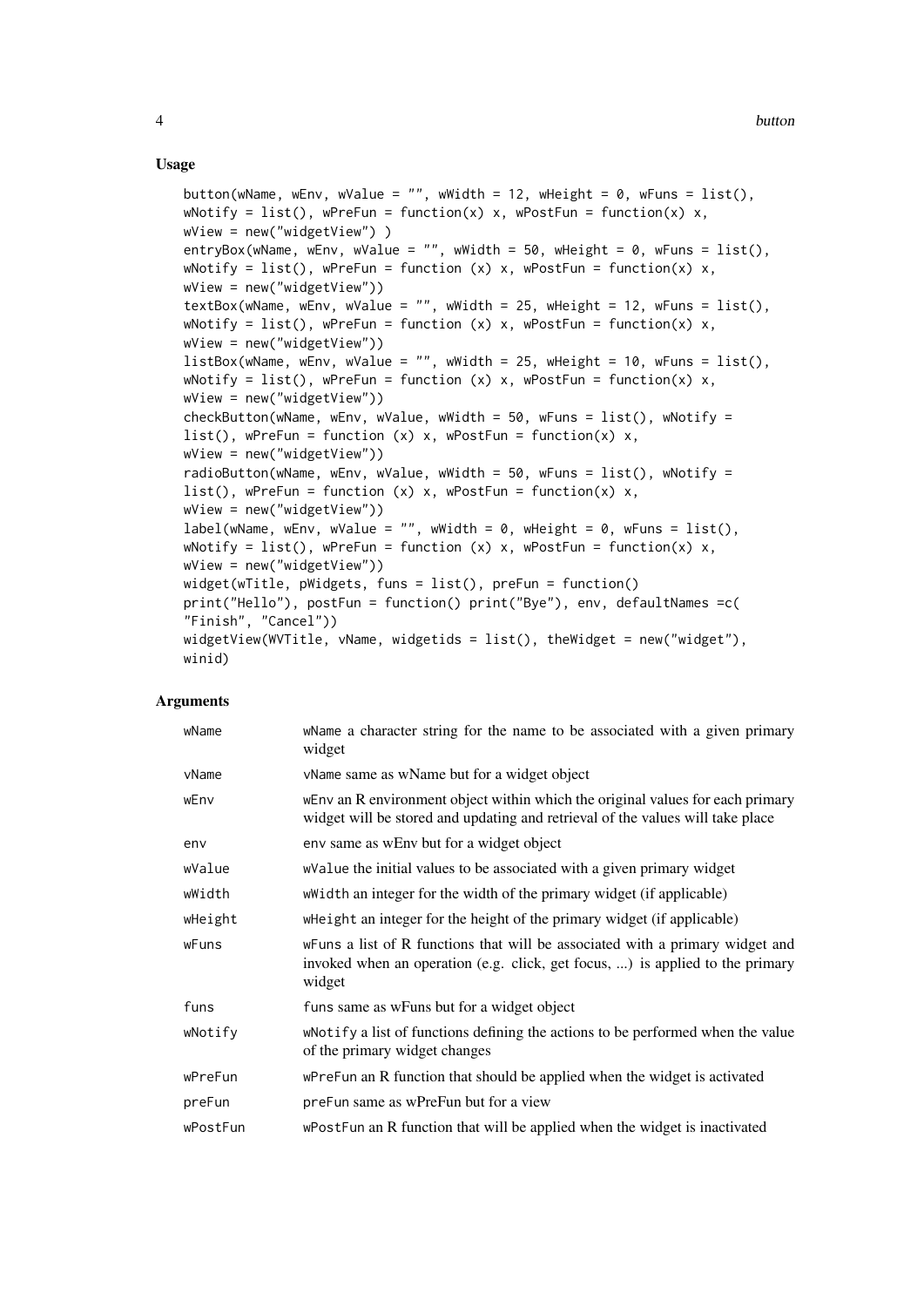## Usage

```
button(wName, wEnv, wValue = "", wWidth = 12, wHeight = 0, wFuns = list(),
wNotify = list(), wPreFun = function(x) x, wPostFun = function(x) x,
wView = new("widgetView") )
entryBox(wName, wEnv, wValue = "", wWidth = 50, wHeight = 0, wFuns = list(),
wNotify = list(), wPreFun = function (x) x, wPostFun = function(x) x,
wView = new("widgetView"))
textBox(wName, wEnv, wValue = "", wWidth = 25, wHeight = 12, wFuns = list(),
wNotify = list(), wPreFun = function (x) x, wPostFun = function(x) x,
wView = new("widgetView"))
listBox(wName, wEnv, wValue = "", wWidth = 25, wHeight = 10, wFuns = list(),
wNotify = list(), wPreFun = function (x) x, wPostFun = function(x) x,
wView = new("widgetView"))
checkButton(wName, wEnv, wValue, wWidth = 50, wFuns = list(), wNotify =
list(), wPreFun = function (x) x, wPostFun = function(x) x,
wView = new("widgetView"))
radioButton(wName, wEnv, wValue, wWidth = 50, wFuns = list(), wNotify =
list(), wPreFun = function (x) x, wPostFun = function(x) x,
wView = new("widgetView"))
label(wName, wEnv, wValue = "", wWidth = 0, wHeight = 0, wFuns = list(),
wNotify = list(), wPreFun = function (x) x, wPostFun = function(x) x,
wView = new("widgetView"))
widget(wTitle, pWidgets, funs = list(), preFun = function()
print("Hello"), postFun = function() print("Bye"), env, defaultNames =c(
"Finish", "Cancel"))
widgetView(WVTitle, vName, widgetids = list(), theWidget = new("widget"),
winid)
```

## Arguments

| | |
|---|---|
| wName | wName a character string for the name to be associated with a given primary widget |
| vName | vName same as wName but for a widget object |
| wEnv | wEnv an R environment object within which the original values for each primary widget will be stored and updating and retrieval of the values will take place |
| env | env same as wEnv but for a widget object |
| wValue | wValue the initial values to be associated with a given primary widget |
| wWidth | wWidth an integer for the width of the primary widget (if applicable) |
| wHeight | wHeight an integer for the height of the primary widget (if applicable) |
| wFuns | wFuns a list of R functions that will be associated with a primary widget and invoked when an operation (e.g. click, get focus, ...) is applied to the primary widget |
| funs | funs same as wFuns but for a widget object |
| wNotify | wNotify a list of functions defining the actions to be performed when the value of the primary widget changes |
| wPreFun | wPreFun an R function that should be applied when the widget is activated |
| preFun | preFun same as wPreFun but for a view |
| wPostFun | wPostFun an R function that will be applied when the widget is inactivated |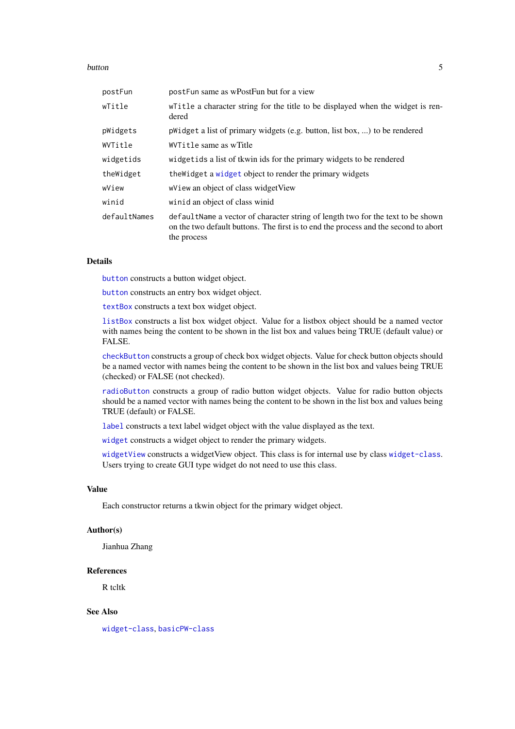| | |
|---|---|
| `postFun` | `postFun` same as wPostFun but for a view |
| `wTitle` | `wTitle` a character string for the title to be displayed when the widget is rendered |
| `pWidgets` | `pWidget` a list of primary widgets (e.g. button, list box, ...) to be rendered |
| `WVTitle` | `WVTitle` same as wTitle |
| `widgetids` | `widgetids` a list of tkwin ids for the primary widgets to be rendered |
| `theWidget` | `theWidget` a `widget` object to render the primary widgets |
| `wView` | `wView` an object of class widgetView |
| `winid` | `winid` an object of class winid |
| `defaultNames` | `defaultName` a vector of character string of length two for the text to be shown on the two default buttons. The first is to end the process and the second to abort the process |

## Details

`button` constructs a button widget object.

`button` constructs an entry box widget object.

`textBox` constructs a text box widget object.

`listBox` constructs a list box widget object. Value for a listbox object should be a named vector with names being the content to be shown in the list box and values being TRUE (default value) or FALSE.

`checkButton` constructs a group of check box widget objects. Value for check button objects should be a named vector with names being the content to be shown in the list box and values being TRUE (checked) or FALSE (not checked).

`radioButton` constructs a group of radio button widget objects. Value for radio button objects should be a named vector with names being the content to be shown in the list box and values being TRUE (default) or FALSE.

`label` constructs a text label widget object with the value displayed as the text.

`widget` constructs a widget object to render the primary widgets.

`widgetView` constructs a widgetView object. This class is for internal use by class `widget-class`. Users trying to create GUI type widget do not need to use this class.

## Value

Each constructor returns a tkwin object for the primary widget object.

## Author(s)

Jianhua Zhang

## References

R tcltk

## See Also

`widget-class`, `basicPW-class`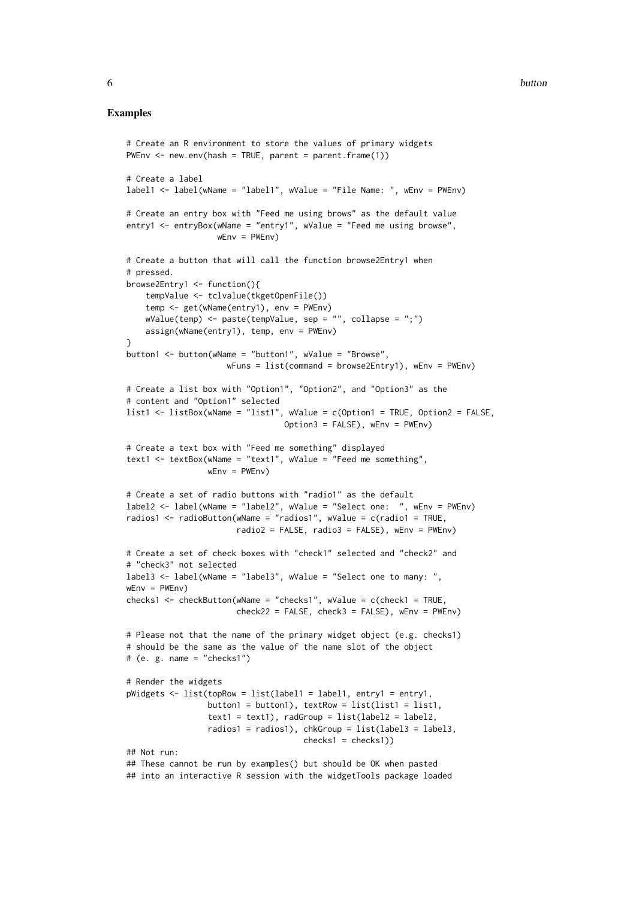## Examples

```
# Create an R environment to store the values of primary widgets
PWEnv <- new.env(hash = TRUE, parent = parent.frame(1))

# Create a label
label1 <- label(wName = "label1", wValue = "File Name: ", wEnv = PWEnv)

# Create an entry box with "Feed me using brows" as the default value
entry1 <- entryBox(wName = "entry1", wValue = "Feed me using browse",
                   wEnv = PWEnv)

# Create a button that will call the function browse2Entry1 when
# pressed.
browse2Entry1 <- function(){
    tempValue <- tclvalue(tkgetOpenFile())
    temp <- get(wName(entry1), env = PWEnv)
    wValue(temp) <- paste(tempValue, sep = "", collapse = ";")
    assign(wName(entry1), temp, env = PWEnv)
}
button1 <- button(wName = "button1", wValue = "Browse",
                     wFuns = list(command = browse2Entry1), wEnv = PWEnv)

# Create a list box with "Option1", "Option2", and "Option3" as the
# content and "Option1" selected
list1 <- listBox(wName = "list1", wValue = c(Option1 = TRUE, Option2 = FALSE,
                                 Option3 = FALSE), wEnv = PWEnv)

# Create a text box with "Feed me something" displayed
text1 <- textBox(wName = "text1", wValue = "Feed me something",
                 wEnv = PWEnv)

# Create a set of radio buttons with "radio1" as the default
label2 <- label(wName = "label2", wValue = "Select one:  ", wEnv = PWEnv)
radios1 <- radioButton(wName = "radios1", wValue = c(radio1 = TRUE,
                       radio2 = FALSE, radio3 = FALSE), wEnv = PWEnv)

# Create a set of check boxes with "check1" selected and "check2" and
# "check3" not selected
label3 <- label(wName = "label3", wValue = "Select one to many: ",
wEnv = PWEnv)
checks1 <- checkButton(wName = "checks1", wValue = c(check1 = TRUE,
                       check22 = FALSE, check3 = FALSE), wEnv = PWEnv)

# Please not that the name of the primary widget object (e.g. checks1)
# should be the same as the value of the name slot of the object
# (e. g. name = "checks1")

# Render the widgets
pWidgets <- list(topRow = list(label1 = label1, entry1 = entry1,
                 button1 = button1), textRow = list(list1 = list1,
                 text1 = text1), radGroup = list(label2 = label2,
                 radios1 = radios1), chkGroup = list(label3 = label3,
                                     checks1 = checks1))
## Not run:
## These cannot be run by examples() but should be OK when pasted
## into an interactive R session with the widgetTools package loaded
```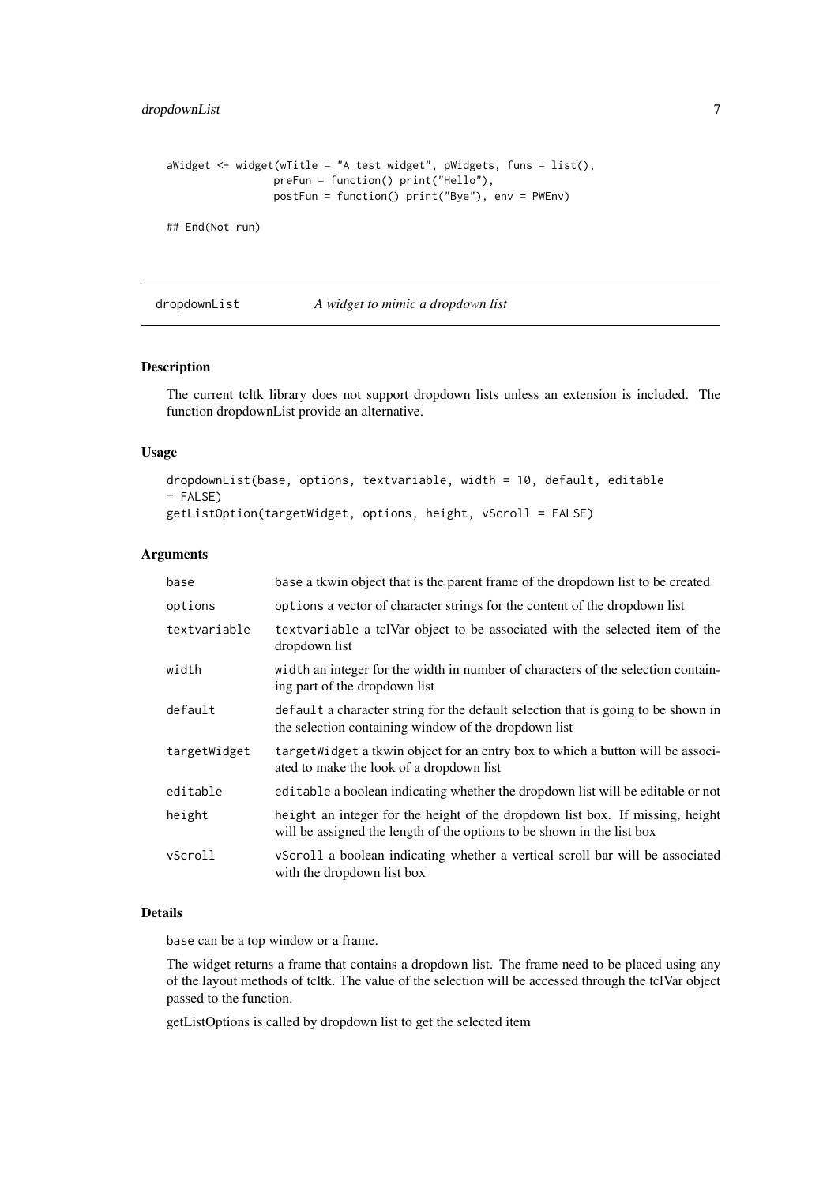```
aWidget <- widget(wTitle = "A test widget", pWidgets, funs = list(),
                preFun = function() print("Hello"),
                postFun = function() print("Bye"), env = PWEnv)

## End(Not run)
```

---

dropdownList *A widget to mimic a dropdown list*

---

## Description

The current tcltk library does not support dropdown lists unless an extension is included. The function dropdownList provide an alternative.

## Usage

```
dropdownList(base, options, textvariable, width = 10, default, editable
= FALSE)
getListOption(targetWidget, options, height, vScroll = FALSE)
```

## Arguments

| | |
|---|---|
| base | base a tkwin object that is the parent frame of the dropdown list to be created |
| options | options a vector of character strings for the content of the dropdown list |
| textvariable | textvariable a tclVar object to be associated with the selected item of the dropdown list |
| width | width an integer for the width in number of characters of the selection containing part of the dropdown list |
| default | default a character string for the default selection that is going to be shown in the selection containing window of the dropdown list |
| targetWidget | targetWidget a tkwin object for an entry box to which a button will be associated to make the look of a dropdown list |
| editable | editable a boolean indicating whether the dropdown list will be editable or not |
| height | height an integer for the height of the dropdown list box. If missing, height will be assigned the length of the options to be shown in the list box |
| vScroll | vScroll a boolean indicating whether a vertical scroll bar will be associated with the dropdown list box |

## Details

base can be a top window or a frame.

The widget returns a frame that contains a dropdown list. The frame need to be placed using any of the layout methods of tcltk. The value of the selection will be accessed through the tclVar object passed to the function.

getListOptions is called by dropdown list to get the selected item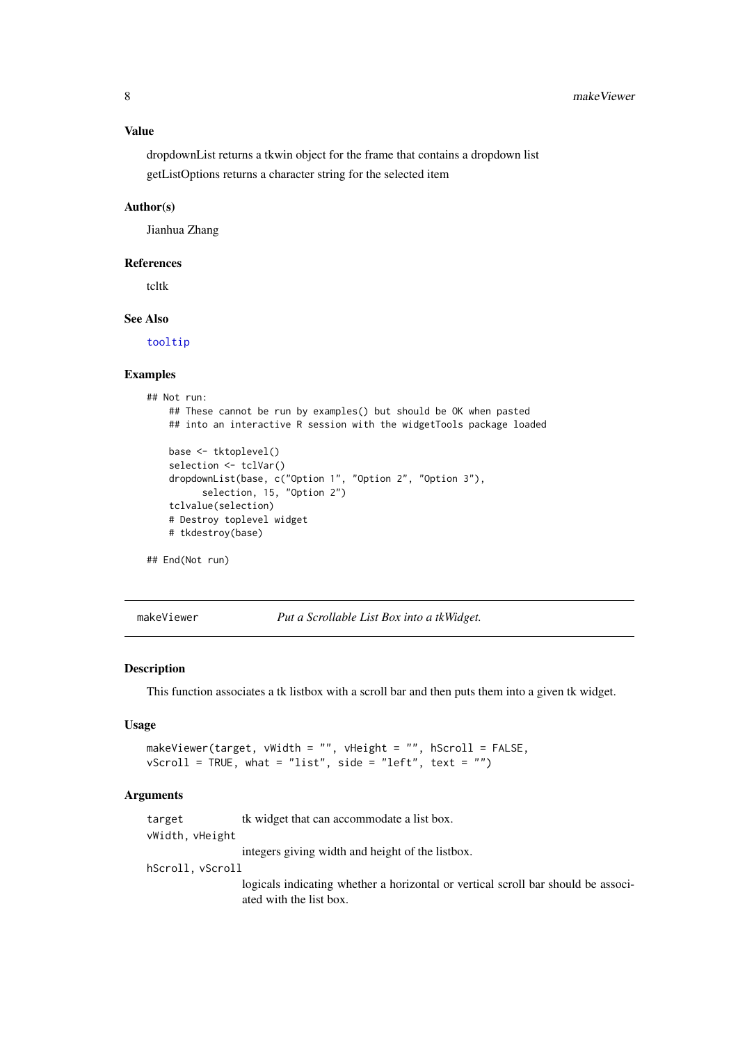### Value

dropdownList returns a tkwin object for the frame that contains a dropdown list

getListOptions returns a character string for the selected item

### Author(s)

Jianhua Zhang

### References

tcltk

### See Also

`tooltip`

### Examples

```
## Not run:
    ## These cannot be run by examples() but should be OK when pasted
    ## into an interactive R session with the widgetTools package loaded

    base <- tktoplevel()
    selection <- tclVar()
    dropdownList(base, c("Option 1", "Option 2", "Option 3"),
          selection, 15, "Option 2")
    tclvalue(selection)
    # Destroy toplevel widget
    # tkdestroy(base)

## End(Not run)
```

---

## makeViewer &nbsp;&nbsp;&nbsp;&nbsp; *Put a Scrollable List Box into a tkWidget.*

---

### Description

This function associates a tk listbox with a scroll bar and then puts them into a given tk widget.

### Usage

```
makeViewer(target, vWidth = "", vHeight = "", hScroll = FALSE,
vScroll = TRUE, what = "list", side = "left", text = "")
```

### Arguments

`target` &nbsp;&nbsp;&nbsp;&nbsp; tk widget that can accommodate a list box.

`vWidth, vHeight`
&nbsp;&nbsp;&nbsp;&nbsp; integers giving width and height of the listbox.

`hScroll, vScroll`
&nbsp;&nbsp;&nbsp;&nbsp; logicals indicating whether a horizontal or vertical scroll bar should be associated with the list box.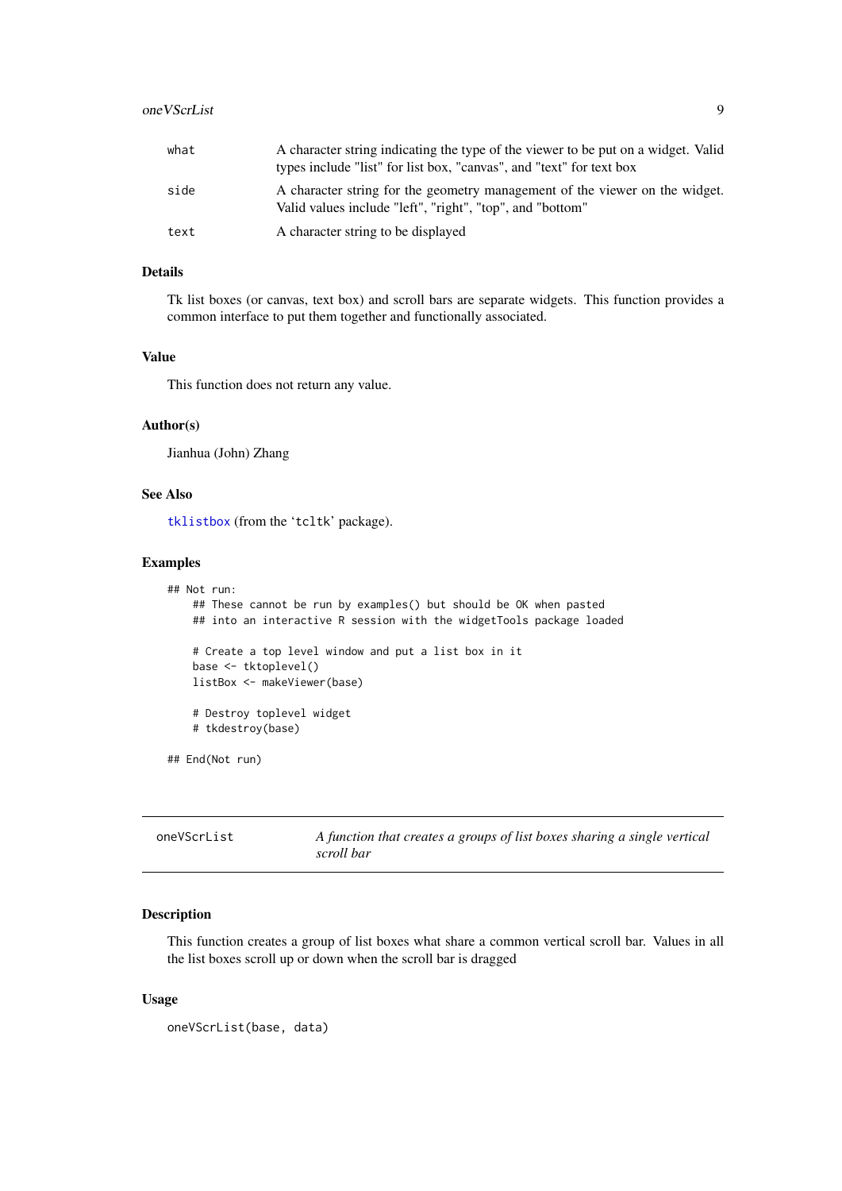| | |
|---|---|
| what | A character string indicating the type of the viewer to be put on a widget. Valid types include "list" for list box, "canvas", and "text" for text box |
| side | A character string for the geometry management of the viewer on the widget. Valid values include "left", "right", "top", and "bottom" |
| text | A character string to be displayed |

### Details

Tk list boxes (or canvas, text box) and scroll bars are separate widgets. This function provides a common interface to put them together and functionally associated.

### Value

This function does not return any value.

### Author(s)

Jianhua (John) Zhang

### See Also

tklistbox (from the 'tcltk' package).

### Examples

```
## Not run:
    ## These cannot be run by examples() but should be OK when pasted
    ## into an interactive R session with the widgetTools package loaded

    # Create a top level window and put a list box in it
    base <- tktoplevel()
    listBox <- makeViewer(base)

    # Destroy toplevel widget
    # tkdestroy(base)

## End(Not run)
```

## oneVScrList — *A function that creates a groups of list boxes sharing a single vertical scroll bar*

### Description

This function creates a group of list boxes what share a common vertical scroll bar. Values in all the list boxes scroll up or down when the scroll bar is dragged

### Usage

```
oneVScrList(base, data)
```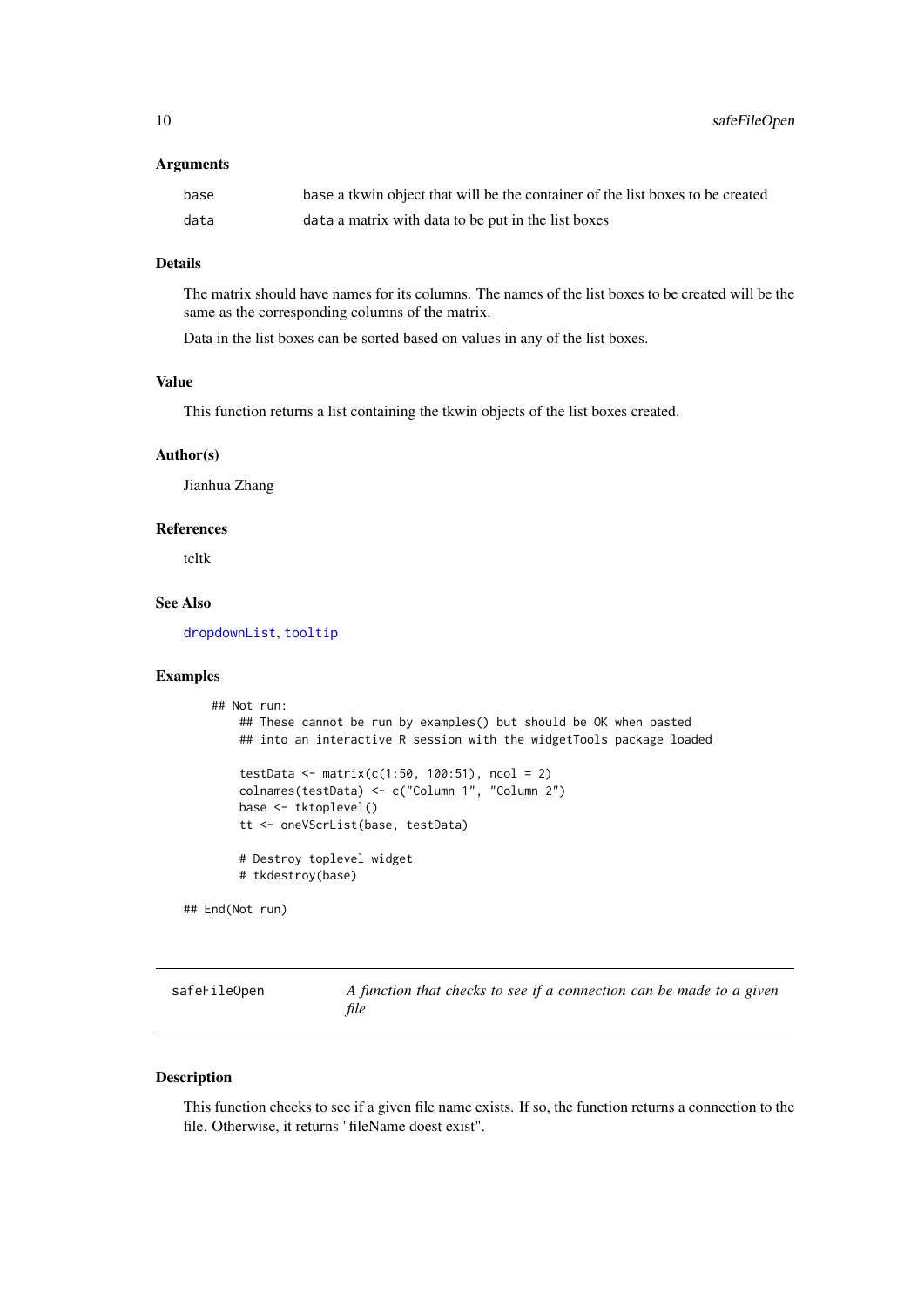### Arguments

| | |
|---|---|
| base | base a tkwin object that will be the container of the list boxes to be created |
| data | data a matrix with data to be put in the list boxes |

### Details

The matrix should have names for its columns. The names of the list boxes to be created will be the same as the corresponding columns of the matrix.

Data in the list boxes can be sorted based on values in any of the list boxes.

### Value

This function returns a list containing the tkwin objects of the list boxes created.

### Author(s)

Jianhua Zhang

### References

tcltk

### See Also

dropdownList, tooltip

### Examples

```
    ## Not run:
        ## These cannot be run by examples() but should be OK when pasted
        ## into an interactive R session with the widgetTools package loaded

        testData <- matrix(c(1:50, 100:51), ncol = 2)
        colnames(testData) <- c("Column 1", "Column 2")
        base <- tktoplevel()
        tt <- oneVScrList(base, testData)

        # Destroy toplevel widget
        # tkdestroy(base)

## End(Not run)
```

---

## safeFileOpen — *A function that checks to see if a connection can be made to a given file*

---

### Description

This function checks to see if a given file name exists. If so, the function returns a connection to the file. Otherwise, it returns "fileName doest exist".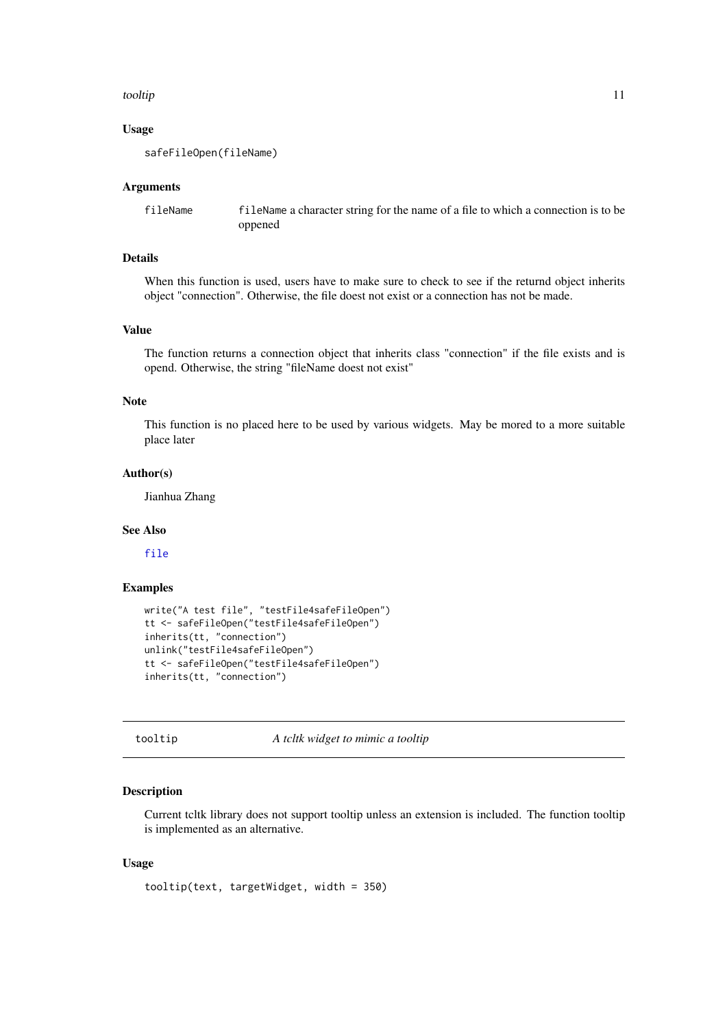### Usage

```
safeFileOpen(fileName)
```

### Arguments

| | |
|---|---|
| `fileName` | `fileName` a character string for the name of a file to which a connection is to be oppened |

### Details

When this function is used, users have to make sure to check to see if the returnd object inherits object "connection". Otherwise, the file doest not exist or a connection has not be made.

### Value

The function returns a connection object that inherits class "connection" if the file exists and is opend. Otherwise, the string "fileName doest not exist"

### Note

This function is no placed here to be used by various widgets. May be mored to a more suitable place later

### Author(s)

Jianhua Zhang

### See Also

`file`

### Examples

```
write("A test file", "testFile4safeFileOpen")
tt <- safeFileOpen("testFile4safeFileOpen")
inherits(tt, "connection")
unlink("testFile4safeFileOpen")
tt <- safeFileOpen("testFile4safeFileOpen")
inherits(tt, "connection")
```

---

## `tooltip` *A tcltk widget to mimic a tooltip*

---

### Description

Current tcltk library does not support tooltip unless an extension is included. The function tooltip is implemented as an alternative.

### Usage

```
tooltip(text, targetWidget, width = 350)
```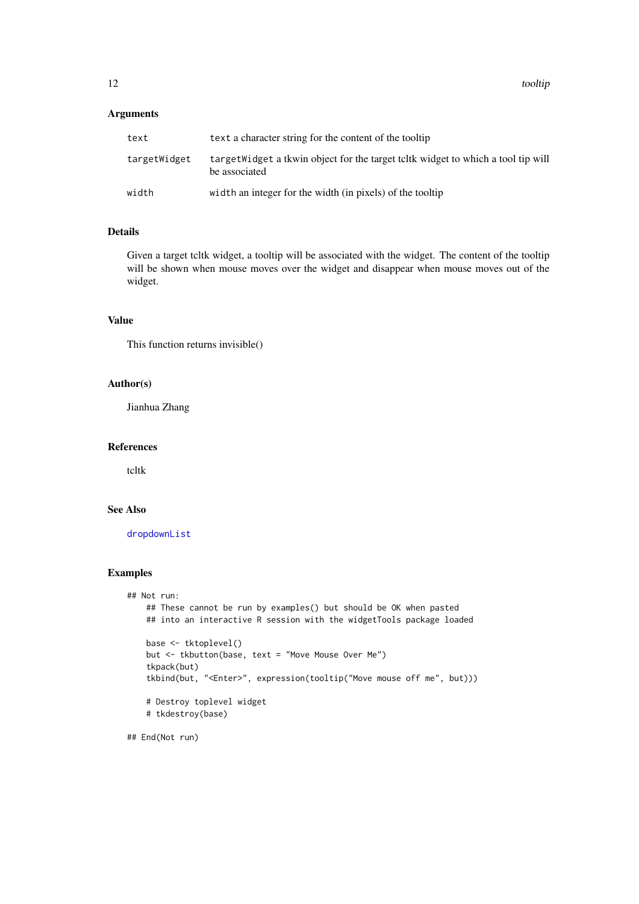### Arguments

| | |
|---|---|
| `text` | `text` a character string for the content of the tooltip |
| `targetWidget` | `targetWidget` a tkwin object for the target tcltk widget to which a tool tip will be associated |
| `width` | `width` an integer for the width (in pixels) of the tooltip |

### Details

Given a target tcltk widget, a tooltip will be associated with the widget. The content of the tooltip will be shown when mouse moves over the widget and disappear when mouse moves out of the widget.

### Value

This function returns invisible()

### Author(s)

Jianhua Zhang

### References

tcltk

### See Also

`dropdownList`

### Examples

```
## Not run:
    ## These cannot be run by examples() but should be OK when pasted
    ## into an interactive R session with the widgetTools package loaded

    base <- tktoplevel()
    but <- tkbutton(base, text = "Move Mouse Over Me")
    tkpack(but)
    tkbind(but, "<Enter>", expression(tooltip("Move mouse off me", but)))

    # Destroy toplevel widget
    # tkdestroy(base)

## End(Not run)
```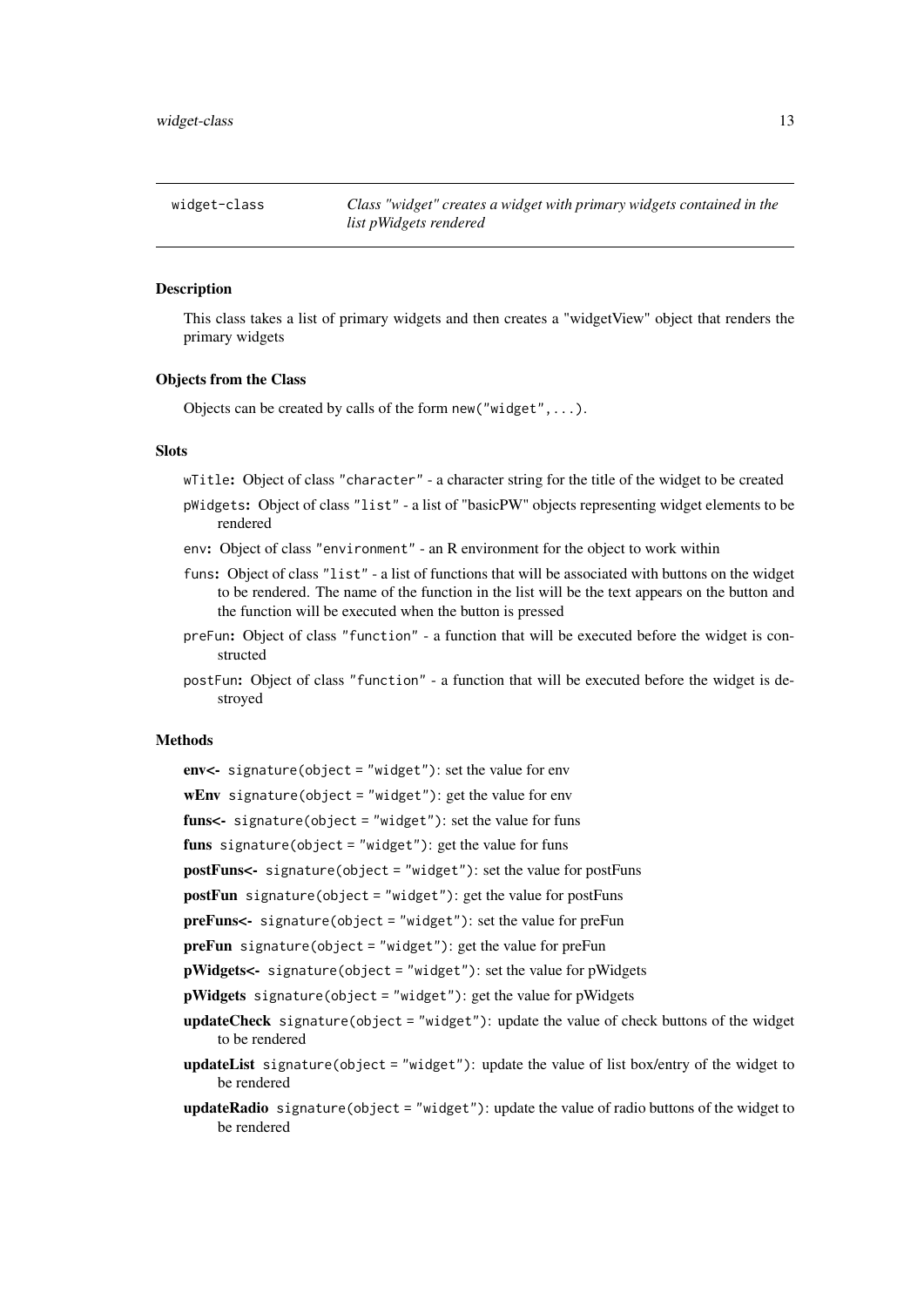`widget-class` *Class "widget" creates a widget with primary widgets contained in the list pWidgets rendered*

### Description

This class takes a list of primary widgets and then creates a "widgetView" object that renders the primary widgets

### Objects from the Class

Objects can be created by calls of the form `new("widget",...)`.

### Slots

- `wTitle`: Object of class `"character"` - a character string for the title of the widget to be created
- `pWidgets`: Object of class `"list"` - a list of "basicPW" objects representing widget elements to be rendered
- `env`: Object of class `"environment"` - an R environment for the object to work within
- `funs`: Object of class `"list"` - a list of functions that will be associated with buttons on the widget to be rendered. The name of the function in the list will be the text appears on the button and the function will be executed when the button is pressed
- `preFun`: Object of class `"function"` - a function that will be executed before the widget is constructed
- `postFun`: Object of class `"function"` - a function that will be executed before the widget is destroyed

### Methods

- **env<-** `signature(object = "widget")`: set the value for env
- **wEnv** `signature(object = "widget")`: get the value for env
- **funs<-** `signature(object = "widget")`: set the value for funs
- **funs** `signature(object = "widget")`: get the value for funs
- **postFuns<-** `signature(object = "widget")`: set the value for postFuns
- **postFun** `signature(object = "widget")`: get the value for postFuns
- **preFuns<-** `signature(object = "widget")`: set the value for preFun
- **preFun** `signature(object = "widget")`: get the value for preFun
- **pWidgets<-** `signature(object = "widget")`: set the value for pWidgets
- **pWidgets** `signature(object = "widget")`: get the value for pWidgets
- **updateCheck** `signature(object = "widget")`: update the value of check buttons of the widget to be rendered
- **updateList** `signature(object = "widget")`: update the value of list box/entry of the widget to be rendered
- **updateRadio** `signature(object = "widget")`: update the value of radio buttons of the widget to be rendered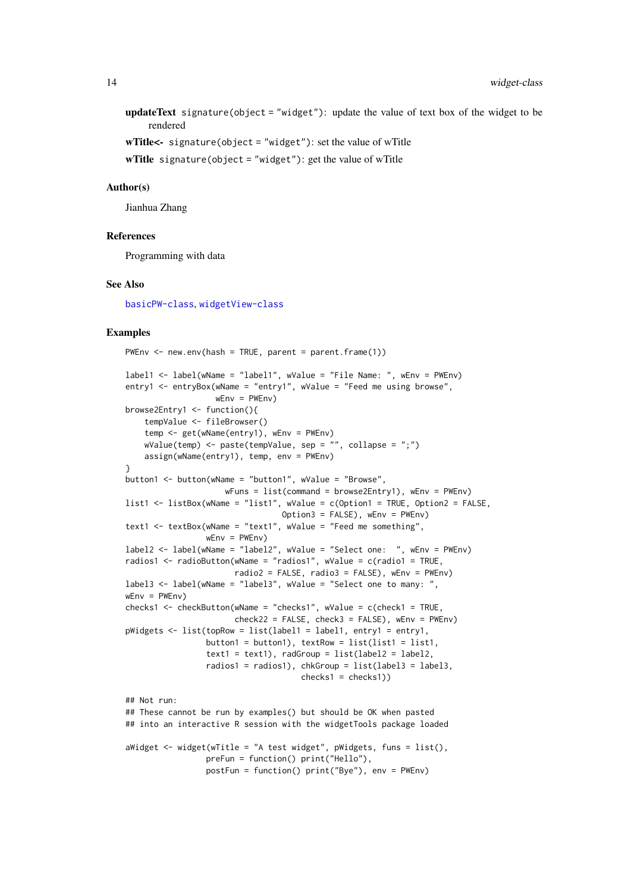**updateText** `signature(object = "widget")`: update the value of text box of the widget to be rendered

**wTitle<-** `signature(object = "widget")`: set the value of wTitle

**wTitle** `signature(object = "widget")`: get the value of wTitle

### Author(s)

Jianhua Zhang

### References

Programming with data

### See Also

basicPW-class, widgetView-class

### Examples

```
PWEnv <- new.env(hash = TRUE, parent = parent.frame(1))

label1 <- label(wName = "label1", wValue = "File Name: ", wEnv = PWEnv)
entry1 <- entryBox(wName = "entry1", wValue = "Feed me using browse",
                   wEnv = PWEnv)
browse2Entry1 <- function(){
    tempValue <- fileBrowser()
    temp <- get(wName(entry1), wEnv = PWEnv)
    wValue(temp) <- paste(tempValue, sep = "", collapse = ";")
    assign(wName(entry1), temp, env = PWEnv)
}
button1 <- button(wName = "button1", wValue = "Browse",
                     wFuns = list(command = browse2Entry1), wEnv = PWEnv)
list1 <- listBox(wName = "list1", wValue = c(Option1 = TRUE, Option2 = FALSE,
                                 Option3 = FALSE), wEnv = PWEnv)
text1 <- textBox(wName = "text1", wValue = "Feed me something",
                 wEnv = PWEnv)
label2 <- label(wName = "label2", wValue = "Select one:  ", wEnv = PWEnv)
radios1 <- radioButton(wName = "radios1", wValue = c(radio1 = TRUE,
                       radio2 = FALSE, radio3 = FALSE), wEnv = PWEnv)
label3 <- label(wName = "label3", wValue = "Select one to many: ",
wEnv = PWEnv)
checks1 <- checkButton(wName = "checks1", wValue = c(check1 = TRUE,
                       check22 = FALSE, check3 = FALSE), wEnv = PWEnv)
pWidgets <- list(topRow = list(label1 = label1, entry1 = entry1,
                 button1 = button1), textRow = list(list1 = list1,
                 text1 = text1), radGroup = list(label2 = label2,
                 radios1 = radios1), chkGroup = list(label3 = label3,
                                     checks1 = checks1))

## Not run:
## These cannot be run by examples() but should be OK when pasted
## into an interactive R session with the widgetTools package loaded

aWidget <- widget(wTitle = "A test widget", pWidgets, funs = list(),
                 preFun = function() print("Hello"),
                 postFun = function() print("Bye"), env = PWEnv)
```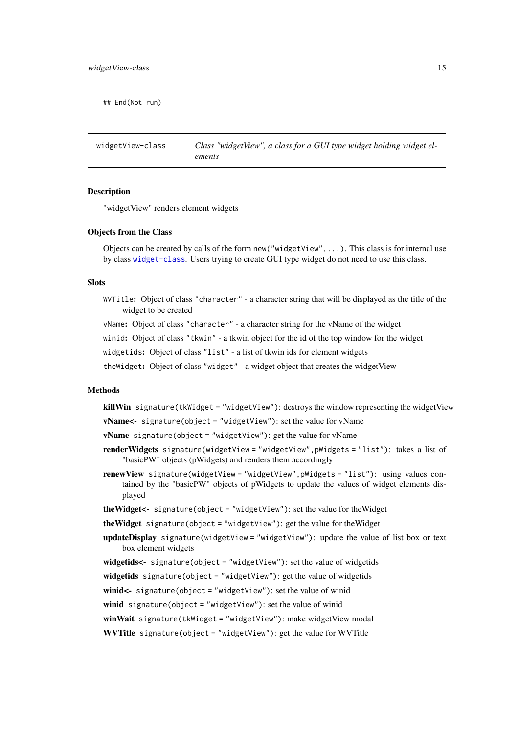```
## End(Not run)
```

---

`widgetView-class` *Class "widgetView", a class for a GUI type widget holding widget elements*

---

### Description

"widgetView" renders element widgets

### Objects from the Class

Objects can be created by calls of the form `new("widgetView",...)`. This class is for internal use by class `widget-class`. Users trying to create GUI type widget do not need to use this class.

### Slots

`WVTitle`: Object of class `"character"` - a character string that will be displayed as the title of the widget to be created

`vName`: Object of class `"character"` - a character string for the vName of the widget

`winid`: Object of class `"tkwin"` - a tkwin object for the id of the top window for the widget

`widgetids`: Object of class `"list"` - a list of tkwin ids for element widgets

`theWidget`: Object of class `"widget"` - a widget object that creates the widgetView

### Methods

**killWin** `signature(tkWidget = "widgetView")`: destroys the window representing the widgetView

**vName<-** `signature(object = "widgetView")`: set the value for vName

**vName** `signature(object = "widgetView")`: get the value for vName

**renderWidgets** `signature(widgetView = "widgetView",pWidgets = "list")`: takes a list of "basicPW" objects (pWidgets) and renders them accordingly

**renewView** `signature(widgetView = "widgetView",pWidgets = "list")`: using values contained by the "basicPW" objects of pWidgets to update the values of widget elements displayed

**theWidget<-** `signature(object = "widgetView")`: set the value for theWidget

**theWidget** `signature(object = "widgetView")`: get the value for theWidget

**updateDisplay** `signature(widgetView = "widgetView")`: update the value of list box or text box element widgets

**widgetids<-** `signature(object = "widgetView")`: set the value of widgetids

**widgetids** `signature(object = "widgetView")`: get the value of widgetids

**winid<-** `signature(object = "widgetView")`: set the value of winid

**winid** `signature(object = "widgetView")`: set the value of winid

**winWait** `signature(tkWidget = "widgetView")`: make widgetView modal

**WVTitle** `signature(object = "widgetView")`: get the value for WVTitle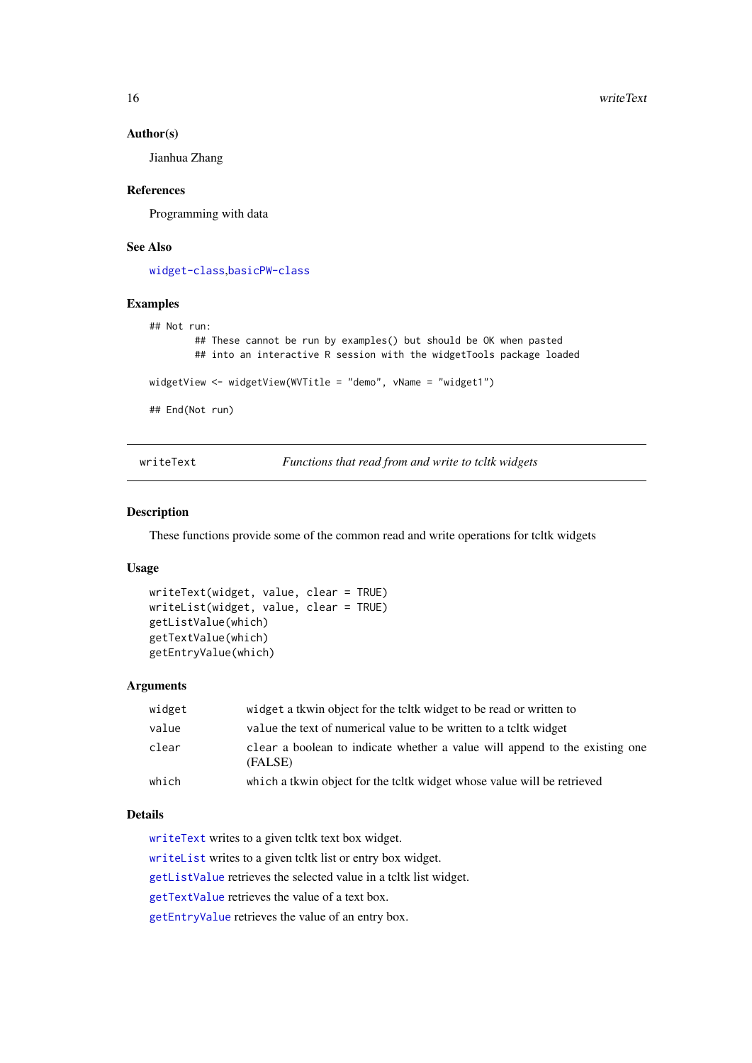## Author(s)

Jianhua Zhang

## References

Programming with data

## See Also

widget-class,basicPW-class

## Examples

```
## Not run:
        ## These cannot be run by examples() but should be OK when pasted
        ## into an interactive R session with the widgetTools package loaded

widgetView <- widgetView(WVTitle = "demo", vName = "widget1")

## End(Not run)
```

---

writeText — *Functions that read from and write to tcltk widgets*

---

## Description

These functions provide some of the common read and write operations for tcltk widgets

## Usage

```
writeText(widget, value, clear = TRUE)
writeList(widget, value, clear = TRUE)
getListValue(which)
getTextValue(which)
getEntryValue(which)
```

## Arguments

| | |
|---|---|
| widget | widget a tkwin object for the tcltk widget to be read or written to |
| value | value the text of numerical value to be written to a tcltk widget |
| clear | clear a boolean to indicate whether a value will append to the existing one (FALSE) |
| which | which a tkwin object for the tcltk widget whose value will be retrieved |

## Details

writeText writes to a given tcltk text box widget.

writeList writes to a given tcltk list or entry box widget.

getListValue retrieves the selected value in a tcltk list widget.

getTextValue retrieves the value of a text box.

getEntryValue retrieves the value of an entry box.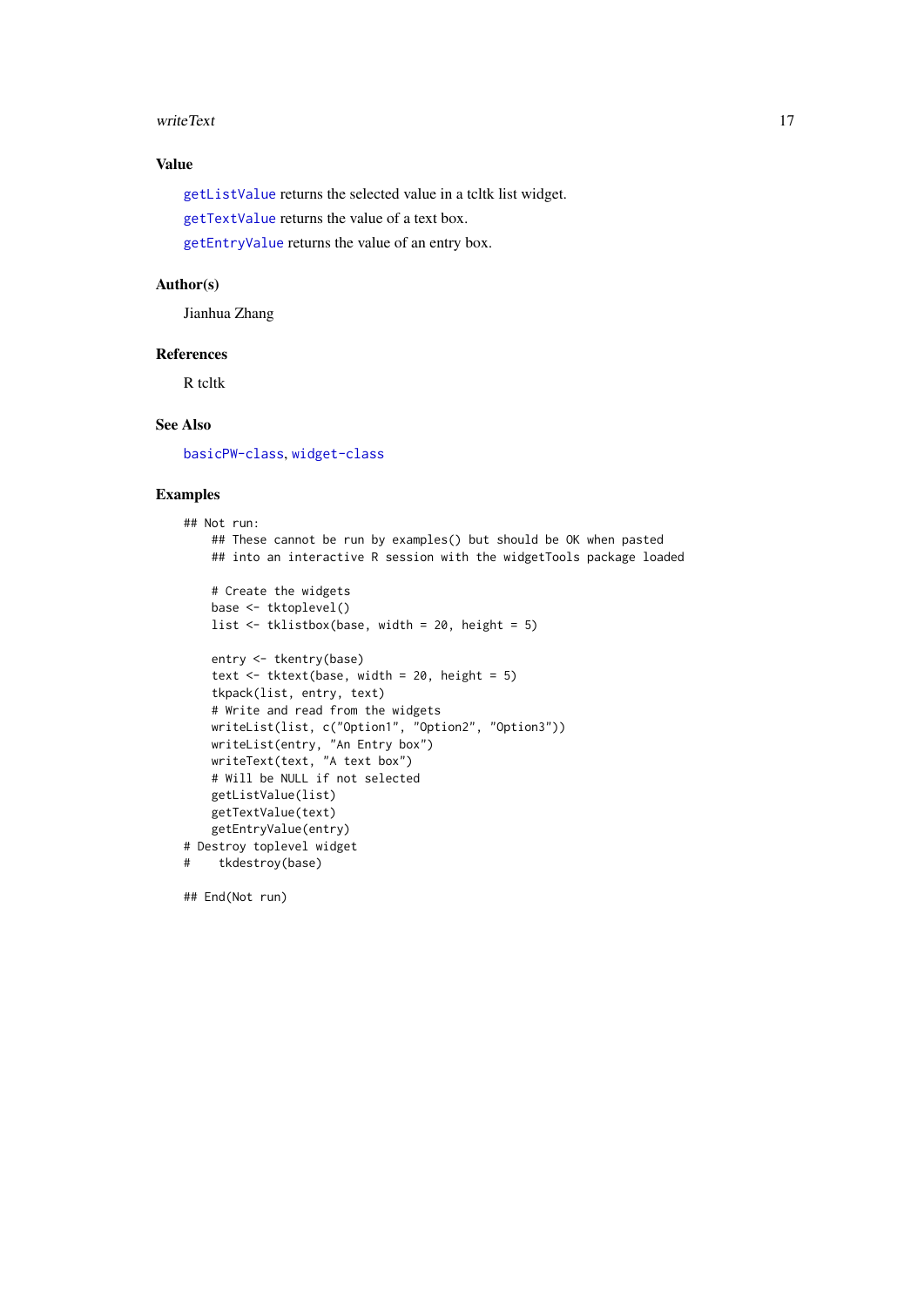## Value

`getListValue` returns the selected value in a tcltk list widget.

`getTextValue` returns the value of a text box.

`getEntryValue` returns the value of an entry box.

## Author(s)

Jianhua Zhang

## References

R tcltk

## See Also

`basicPW-class`, `widget-class`

## Examples

```
## Not run:
    ## These cannot be run by examples() but should be OK when pasted
    ## into an interactive R session with the widgetTools package loaded

    # Create the widgets
    base <- tktoplevel()
    list <- tklistbox(base, width = 20, height = 5)

    entry <- tkentry(base)
    text <- tktext(base, width = 20, height = 5)
    tkpack(list, entry, text)
    # Write and read from the widgets
    writeList(list, c("Option1", "Option2", "Option3"))
    writeList(entry, "An Entry box")
    writeText(text, "A text box")
    # Will be NULL if not selected
    getListValue(list)
    getTextValue(text)
    getEntryValue(entry)
# Destroy toplevel widget
#    tkdestroy(base)

## End(Not run)
```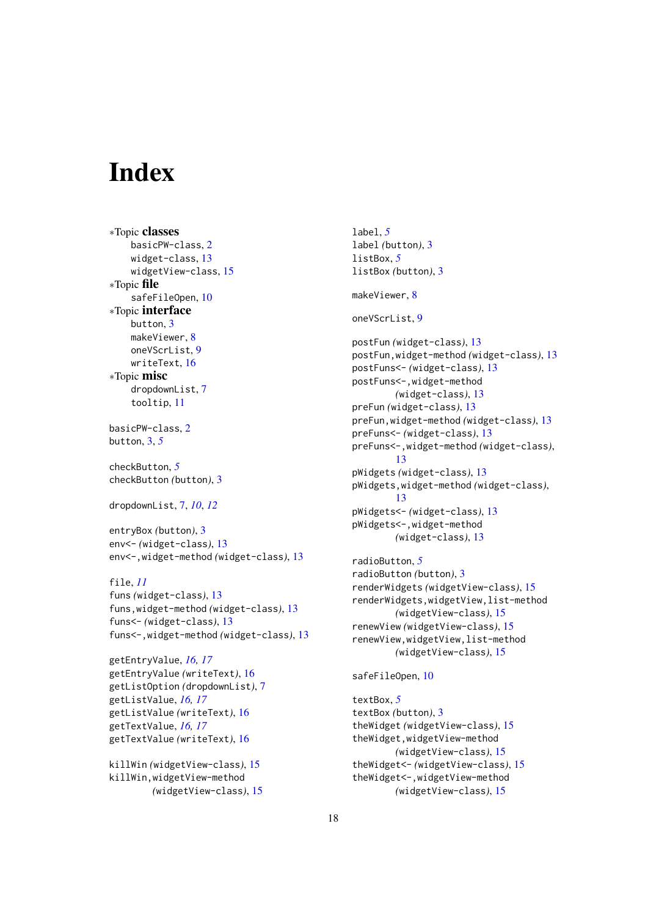# Index

*Topic **classes**
- basicPW-class, 2
- widget-class, 13
- widgetView-class, 15

*Topic **file**
- safeFileOpen, 10

*Topic **interface**
- button, 3
- makeViewer, 8
- oneVScrList, 9
- writeText, 16

*Topic **misc**
- dropdownList, 7
- tooltip, 11

basicPW-class, 2
button, 3, *5*

checkButton, *5*
checkButton *(button)*, 3

dropdownList, 7, *10*, *12*

entryBox *(button)*, 3
env<- *(widget-class)*, 13
env<-,widget-method *(widget-class)*, 13

file, *11*
funs *(widget-class)*, 13
funs,widget-method *(widget-class)*, 13
funs<- *(widget-class)*, 13
funs<-,widget-method *(widget-class)*, 13

getEntryValue, *16*, *17*
getEntryValue *(writeText)*, 16
getListOption *(dropdownList)*, 7
getListValue, *16*, *17*
getListValue *(writeText)*, 16
getTextValue, *16*, *17*
getTextValue *(writeText)*, 16

killWin *(widgetView-class)*, 15
killWin,widgetView-method *(widgetView-class)*, 15

label, *5*
label *(button)*, 3
listBox, *5*
listBox *(button)*, 3

makeViewer, 8

oneVScrList, 9

postFun *(widget-class)*, 13
postFun,widget-method *(widget-class)*, 13
postFuns<- *(widget-class)*, 13
postFuns<-,widget-method *(widget-class)*, 13
preFun *(widget-class)*, 13
preFun,widget-method *(widget-class)*, 13
preFuns<- *(widget-class)*, 13
preFuns<-,widget-method *(widget-class)*, 13
pWidgets *(widget-class)*, 13
pWidgets,widget-method *(widget-class)*, 13
pWidgets<- *(widget-class)*, 13
pWidgets<-,widget-method *(widget-class)*, 13

radioButton, *5*
radioButton *(button)*, 3
renderWidgets *(widgetView-class)*, 15
renderWidgets,widgetView,list-method *(widgetView-class)*, 15
renewView *(widgetView-class)*, 15
renewView,widgetView,list-method *(widgetView-class)*, 15

safeFileOpen, 10

textBox, *5*
textBox *(button)*, 3
theWidget *(widgetView-class)*, 15
theWidget,widgetView-method *(widgetView-class)*, 15
theWidget<- *(widgetView-class)*, 15
theWidget<-,widgetView-method *(widgetView-class)*, 15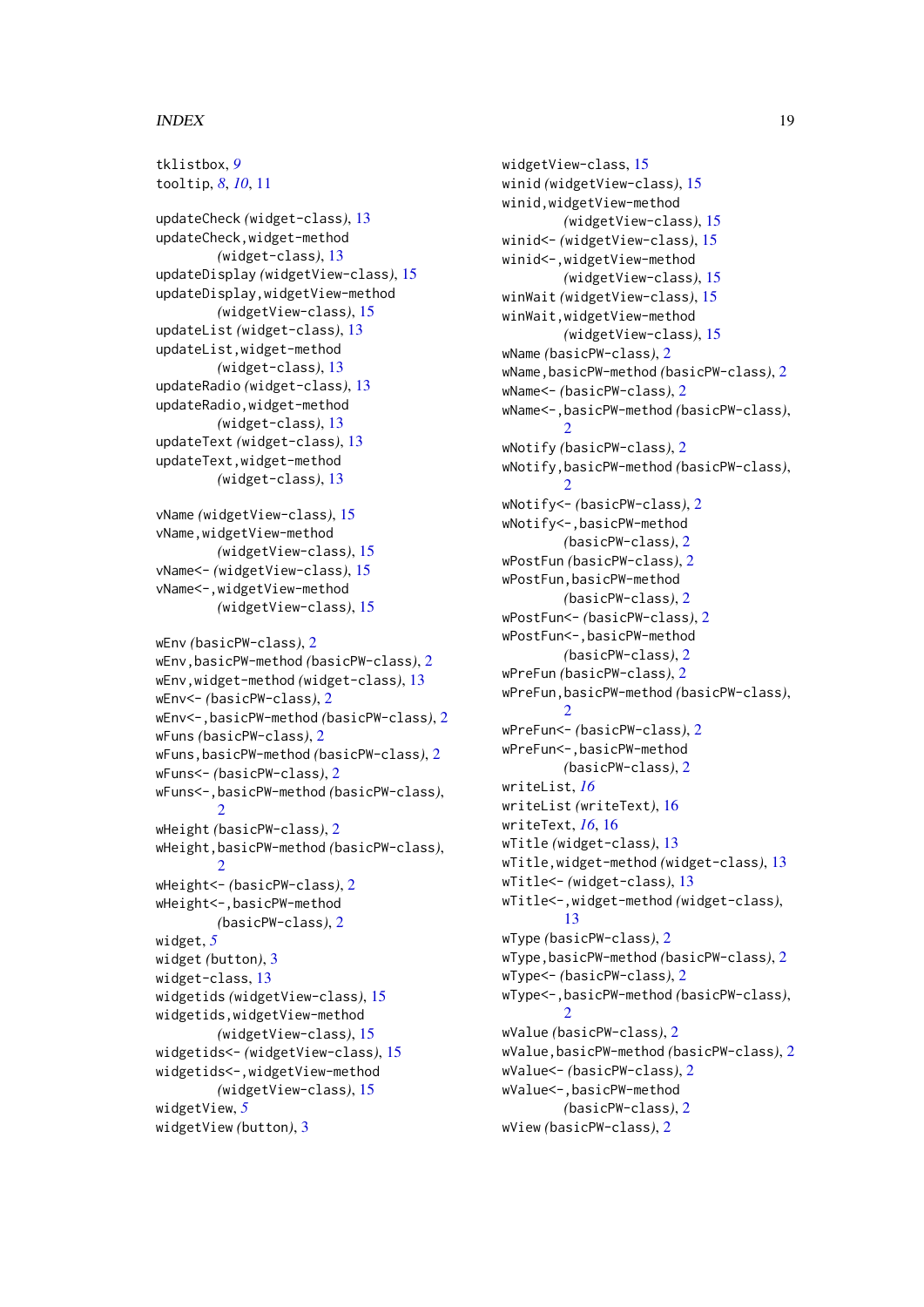tklistbox, *9*
tooltip, *8*, *10*, 11

updateCheck *(widget-class)*, 13
updateCheck,widget-method *(widget-class)*, 13
updateDisplay *(widgetView-class)*, 15
updateDisplay,widgetView-method *(widgetView-class)*, 15
updateList *(widget-class)*, 13
updateList,widget-method *(widget-class)*, 13
updateRadio *(widget-class)*, 13
updateRadio,widget-method *(widget-class)*, 13
updateText *(widget-class)*, 13
updateText,widget-method *(widget-class)*, 13

vName *(widgetView-class)*, 15
vName,widgetView-method *(widgetView-class)*, 15
vName<- *(widgetView-class)*, 15
vName<-,widgetView-method *(widgetView-class)*, 15

wEnv *(basicPW-class)*, 2
wEnv,basicPW-method *(basicPW-class)*, 2
wEnv,widget-method *(widget-class)*, 13
wEnv<- *(basicPW-class)*, 2
wEnv<-,basicPW-method *(basicPW-class)*, 2
wFuns *(basicPW-class)*, 2
wFuns,basicPW-method *(basicPW-class)*, 2
wFuns<- *(basicPW-class)*, 2
wFuns<-,basicPW-method *(basicPW-class)*, 2
wHeight *(basicPW-class)*, 2
wHeight,basicPW-method *(basicPW-class)*, 2
wHeight<- *(basicPW-class)*, 2
wHeight<-,basicPW-method *(basicPW-class)*, 2
widget, *5*
widget *(button)*, 3
widget-class, 13
widgetids *(widgetView-class)*, 15
widgetids,widgetView-method *(widgetView-class)*, 15
widgetids<- *(widgetView-class)*, 15
widgetids<-,widgetView-method *(widgetView-class)*, 15
widgetView, *5*
widgetView *(button)*, 3
widgetView-class, 15
winid *(widgetView-class)*, 15
winid,widgetView-method *(widgetView-class)*, 15
winid<- *(widgetView-class)*, 15
winid<-,widgetView-method *(widgetView-class)*, 15
winWait *(widgetView-class)*, 15
winWait,widgetView-method *(widgetView-class)*, 15
wName *(basicPW-class)*, 2
wName,basicPW-method *(basicPW-class)*, 2
wName<- *(basicPW-class)*, 2
wName<-,basicPW-method *(basicPW-class)*, 2
wNotify *(basicPW-class)*, 2
wNotify,basicPW-method *(basicPW-class)*, 2
wNotify<- *(basicPW-class)*, 2
wNotify<-,basicPW-method *(basicPW-class)*, 2
wPostFun *(basicPW-class)*, 2
wPostFun,basicPW-method *(basicPW-class)*, 2
wPostFun<- *(basicPW-class)*, 2
wPostFun<-,basicPW-method *(basicPW-class)*, 2
wPreFun *(basicPW-class)*, 2
wPreFun,basicPW-method *(basicPW-class)*, 2
wPreFun<- *(basicPW-class)*, 2
wPreFun<-,basicPW-method *(basicPW-class)*, 2
writeList, *16*
writeList *(writeText)*, 16
writeText, *16*, 16
wTitle *(widget-class)*, 13
wTitle,widget-method *(widget-class)*, 13
wTitle<- *(widget-class)*, 13
wTitle<-,widget-method *(widget-class)*, 13
wType *(basicPW-class)*, 2
wType,basicPW-method *(basicPW-class)*, 2
wType<- *(basicPW-class)*, 2
wType<-,basicPW-method *(basicPW-class)*, 2
wValue *(basicPW-class)*, 2
wValue,basicPW-method *(basicPW-class)*, 2
wValue<- *(basicPW-class)*, 2
wValue<-,basicPW-method *(basicPW-class)*, 2
wView *(basicPW-class)*, 2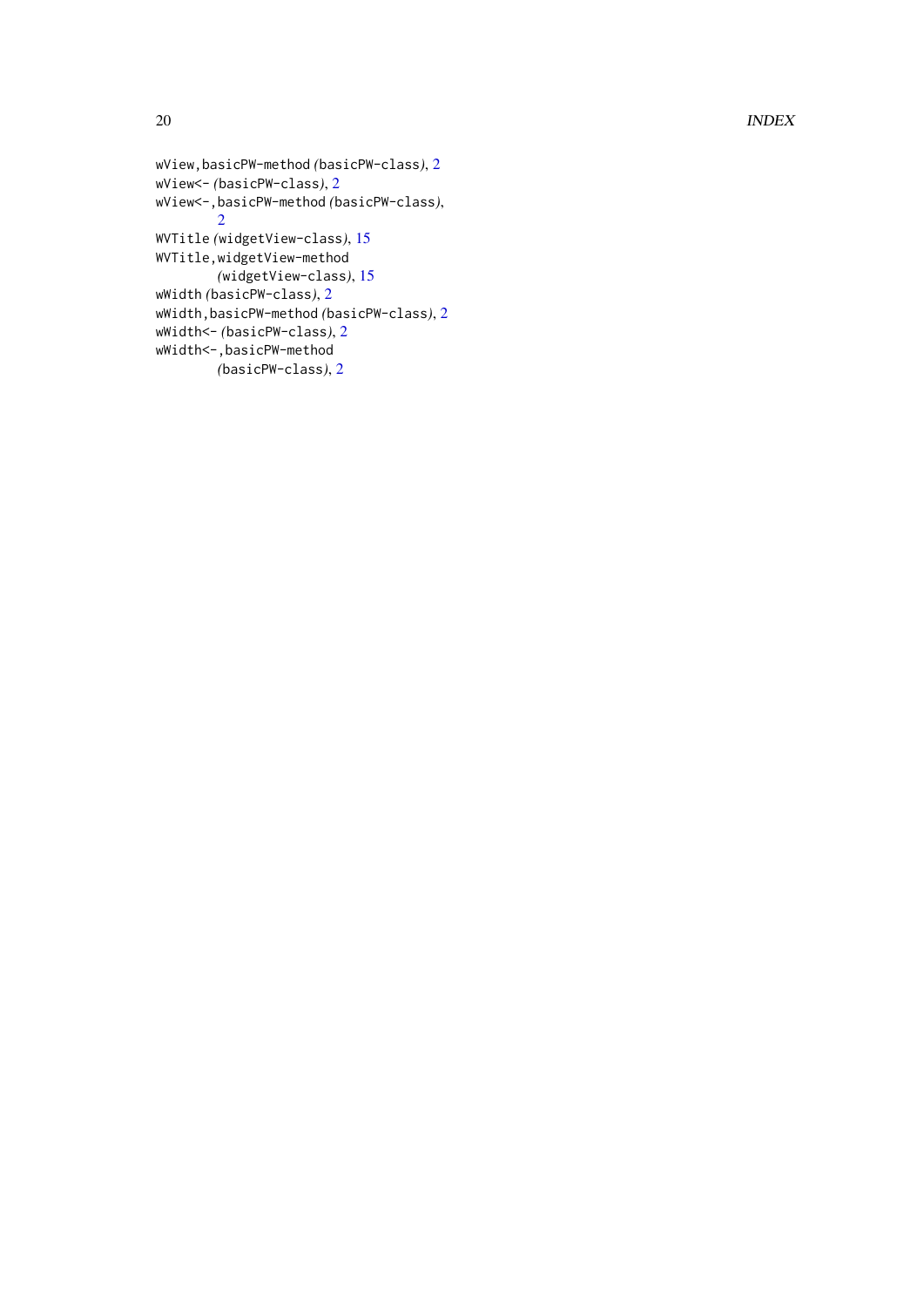wView,basicPW-method *(*basicPW-class*)*, 2
wView<- *(*basicPW-class*)*, 2
wView<-,basicPW-method *(*basicPW-class*)*, 2
WVTitle *(*widgetView-class*)*, 15
WVTitle,widgetView-method *(*widgetView-class*)*, 15
wWidth *(*basicPW-class*)*, 2
wWidth,basicPW-method *(*basicPW-class*)*, 2
wWidth<- *(*basicPW-class*)*, 2
wWidth<-,basicPW-method *(*basicPW-class*)*, 2